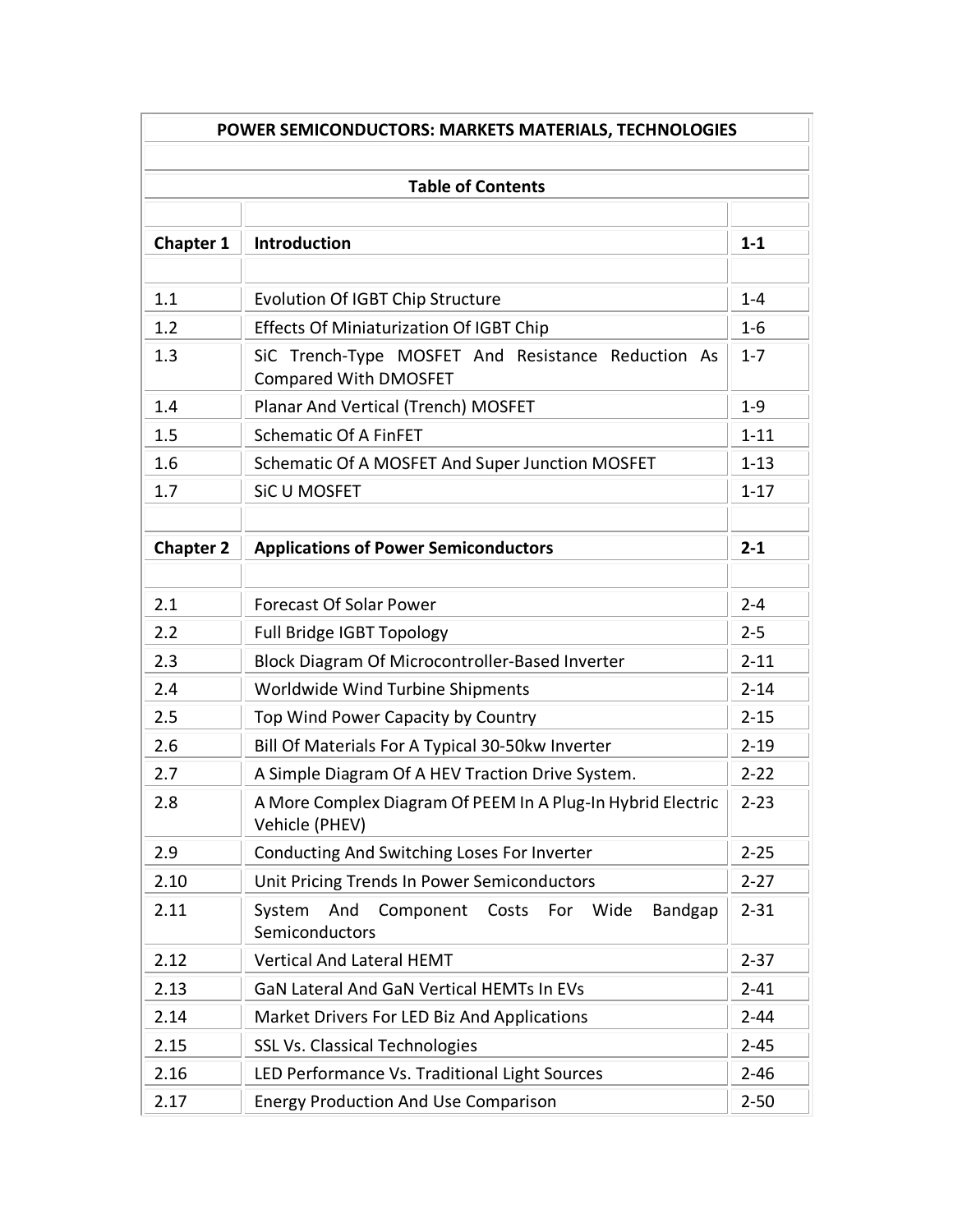# POWER SEMICONDUCTORS: MARKETS MATERIALS, TECHNOLOGIES

## Table of Contents

| | | |
|---|---|---|
| **Chapter 1** | **Introduction** | **1-1** |
| | | |
| 1.1 | Evolution Of IGBT Chip Structure | 1-4 |
| 1.2 | Effects Of Miniaturization Of IGBT Chip | 1-6 |
| 1.3 | SiC Trench-Type MOSFET And Resistance Reduction As Compared With DMOSFET | 1-7 |
| 1.4 | Planar And Vertical (Trench) MOSFET | 1-9 |
| 1.5 | Schematic Of A FinFET | 1-11 |
| 1.6 | Schematic Of A MOSFET And Super Junction MOSFET | 1-13 |
| 1.7 | SiC U MOSFET | 1-17 |
| | | |
| **Chapter 2** | **Applications of Power Semiconductors** | **2-1** |
| | | |
| 2.1 | Forecast Of Solar Power | 2-4 |
| 2.2 | Full Bridge IGBT Topology | 2-5 |
| 2.3 | Block Diagram Of Microcontroller-Based Inverter | 2-11 |
| 2.4 | Worldwide Wind Turbine Shipments | 2-14 |
| 2.5 | Top Wind Power Capacity by Country | 2-15 |
| 2.6 | Bill Of Materials For A Typical 30-50kw Inverter | 2-19 |
| 2.7 | A Simple Diagram Of A HEV Traction Drive System. | 2-22 |
| 2.8 | A More Complex Diagram Of PEEM In A Plug-In Hybrid Electric Vehicle (PHEV) | 2-23 |
| 2.9 | Conducting And Switching Loses For Inverter | 2-25 |
| 2.10 | Unit Pricing Trends In Power Semiconductors | 2-27 |
| 2.11 | System And Component Costs For Wide Bandgap Semiconductors | 2-31 |
| 2.12 | Vertical And Lateral HEMT | 2-37 |
| 2.13 | GaN Lateral And GaN Vertical HEMTs In EVs | 2-41 |
| 2.14 | Market Drivers For LED Biz And Applications | 2-44 |
| 2.15 | SSL Vs. Classical Technologies | 2-45 |
| 2.16 | LED Performance Vs. Traditional Light Sources | 2-46 |
| 2.17 | Energy Production And Use Comparison | 2-50 |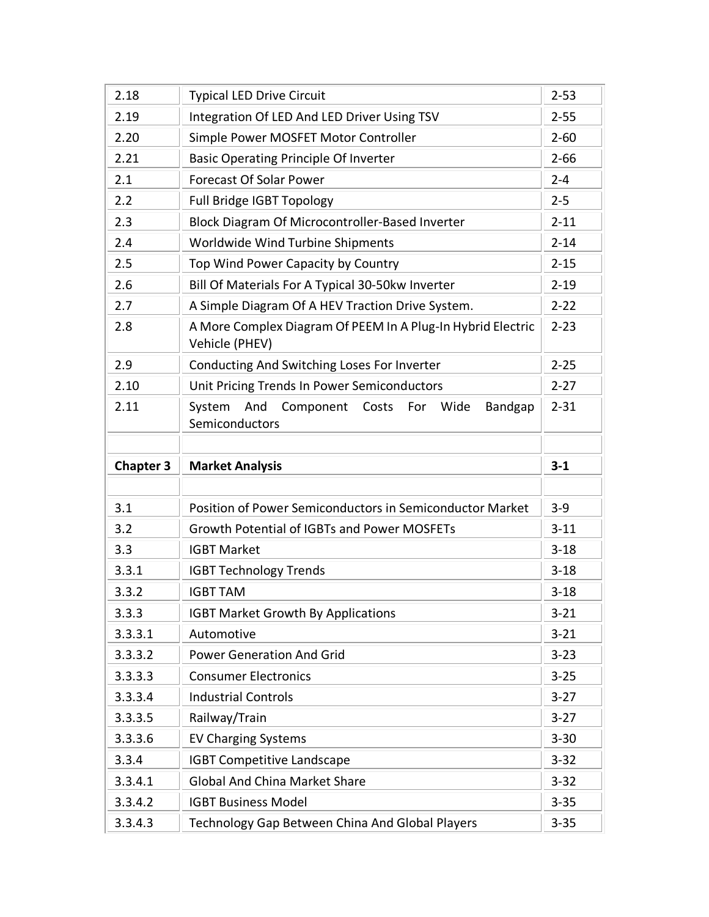| | | |
|---|---|---|
| 2.18 | Typical LED Drive Circuit | 2-53 |
| 2.19 | Integration Of LED And LED Driver Using TSV | 2-55 |
| 2.20 | Simple Power MOSFET Motor Controller | 2-60 |
| 2.21 | Basic Operating Principle Of Inverter | 2-66 |
| 2.1 | Forecast Of Solar Power | 2-4 |
| 2.2 | Full Bridge IGBT Topology | 2-5 |
| 2.3 | Block Diagram Of Microcontroller-Based Inverter | 2-11 |
| 2.4 | Worldwide Wind Turbine Shipments | 2-14 |
| 2.5 | Top Wind Power Capacity by Country | 2-15 |
| 2.6 | Bill Of Materials For A Typical 30-50kw Inverter | 2-19 |
| 2.7 | A Simple Diagram Of A HEV Traction Drive System. | 2-22 |
| 2.8 | A More Complex Diagram Of PEEM In A Plug-In Hybrid Electric Vehicle (PHEV) | 2-23 |
| 2.9 | Conducting And Switching Loses For Inverter | 2-25 |
| 2.10 | Unit Pricing Trends In Power Semiconductors | 2-27 |
| 2.11 | System And Component Costs For Wide Bandgap Semiconductors | 2-31 |
| | | |
| **Chapter 3** | **Market Analysis** | **3-1** |
| | | |
| 3.1 | Position of Power Semiconductors in Semiconductor Market | 3-9 |
| 3.2 | Growth Potential of IGBTs and Power MOSFETs | 3-11 |
| 3.3 | IGBT Market | 3-18 |
| 3.3.1 | IGBT Technology Trends | 3-18 |
| 3.3.2 | IGBT TAM | 3-18 |
| 3.3.3 | IGBT Market Growth By Applications | 3-21 |
| 3.3.3.1 | Automotive | 3-21 |
| 3.3.3.2 | Power Generation And Grid | 3-23 |
| 3.3.3.3 | Consumer Electronics | 3-25 |
| 3.3.3.4 | Industrial Controls | 3-27 |
| 3.3.3.5 | Railway/Train | 3-27 |
| 3.3.3.6 | EV Charging Systems | 3-30 |
| 3.3.4 | IGBT Competitive Landscape | 3-32 |
| 3.3.4.1 | Global And China Market Share | 3-32 |
| 3.3.4.2 | IGBT Business Model | 3-35 |
| 3.3.4.3 | Technology Gap Between China And Global Players | 3-35 |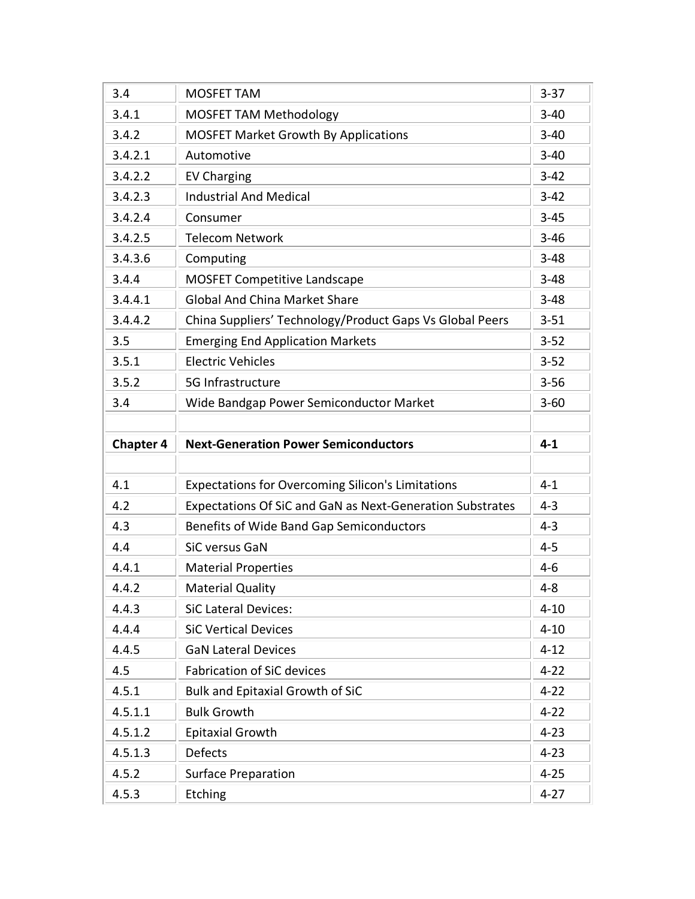| 3.4 | MOSFET TAM | 3-37 |
|---|---|---|
| 3.4.1 | MOSFET TAM Methodology | 3-40 |
| 3.4.2 | MOSFET Market Growth By Applications | 3-40 |
| 3.4.2.1 | Automotive | 3-40 |
| 3.4.2.2 | EV Charging | 3-42 |
| 3.4.2.3 | Industrial And Medical | 3-42 |
| 3.4.2.4 | Consumer | 3-45 |
| 3.4.2.5 | Telecom Network | 3-46 |
| 3.4.3.6 | Computing | 3-48 |
| 3.4.4 | MOSFET Competitive Landscape | 3-48 |
| 3.4.4.1 | Global And China Market Share | 3-48 |
| 3.4.4.2 | China Suppliers' Technology/Product Gaps Vs Global Peers | 3-51 |
| 3.5 | Emerging End Application Markets | 3-52 |
| 3.5.1 | Electric Vehicles | 3-52 |
| 3.5.2 | 5G Infrastructure | 3-56 |
| 3.4 | Wide Bandgap Power Semiconductor Market | 3-60 |
| | | |
| **Chapter 4** | **Next-Generation Power Semiconductors** | **4-1** |
| | | |
| 4.1 | Expectations for Overcoming Silicon's Limitations | 4-1 |
| 4.2 | Expectations Of SiC and GaN as Next-Generation Substrates | 4-3 |
| 4.3 | Benefits of Wide Band Gap Semiconductors | 4-3 |
| 4.4 | SiC versus GaN | 4-5 |
| 4.4.1 | Material Properties | 4-6 |
| 4.4.2 | Material Quality | 4-8 |
| 4.4.3 | SiC Lateral Devices: | 4-10 |
| 4.4.4 | SiC Vertical Devices | 4-10 |
| 4.4.5 | GaN Lateral Devices | 4-12 |
| 4.5 | Fabrication of SiC devices | 4-22 |
| 4.5.1 | Bulk and Epitaxial Growth of SiC | 4-22 |
| 4.5.1.1 | Bulk Growth | 4-22 |
| 4.5.1.2 | Epitaxial Growth | 4-23 |
| 4.5.1.3 | Defects | 4-23 |
| 4.5.2 | Surface Preparation | 4-25 |
| 4.5.3 | Etching | 4-27 |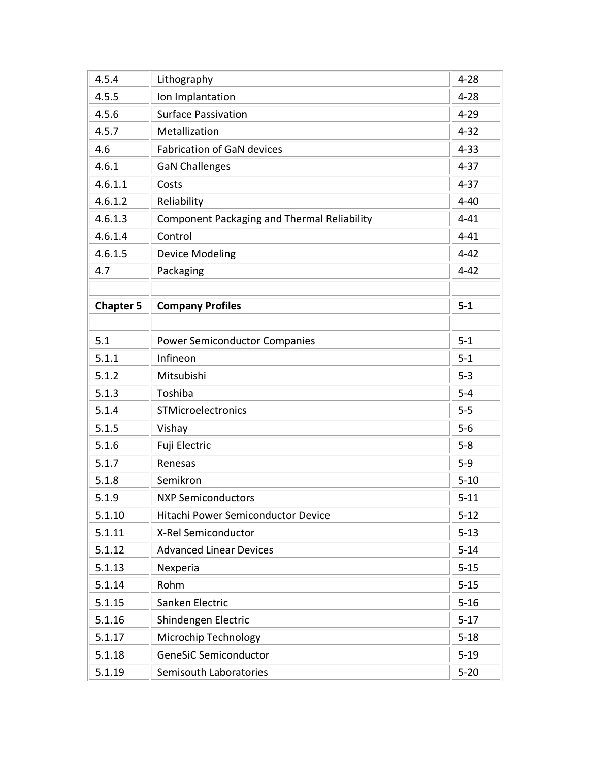| | | |
|---|---|---|
| 4.5.4 | Lithography | 4-28 |
| 4.5.5 | Ion Implantation | 4-28 |
| 4.5.6 | Surface Passivation | 4-29 |
| 4.5.7 | Metallization | 4-32 |
| 4.6 | Fabrication of GaN devices | 4-33 |
| 4.6.1 | GaN Challenges | 4-37 |
| 4.6.1.1 | Costs | 4-37 |
| 4.6.1.2 | Reliability | 4-40 |
| 4.6.1.3 | Component Packaging and Thermal Reliability | 4-41 |
| 4.6.1.4 | Control | 4-41 |
| 4.6.1.5 | Device Modeling | 4-42 |
| 4.7 | Packaging | 4-42 |
| | | |
| **Chapter 5** | **Company Profiles** | **5-1** |
| | | |
| 5.1 | Power Semiconductor Companies | 5-1 |
| 5.1.1 | Infineon | 5-1 |
| 5.1.2 | Mitsubishi | 5-3 |
| 5.1.3 | Toshiba | 5-4 |
| 5.1.4 | STMicroelectronics | 5-5 |
| 5.1.5 | Vishay | 5-6 |
| 5.1.6 | Fuji Electric | 5-8 |
| 5.1.7 | Renesas | 5-9 |
| 5.1.8 | Semikron | 5-10 |
| 5.1.9 | NXP Semiconductors | 5-11 |
| 5.1.10 | Hitachi Power Semiconductor Device | 5-12 |
| 5.1.11 | X-Rel Semiconductor | 5-13 |
| 5.1.12 | Advanced Linear Devices | 5-14 |
| 5.1.13 | Nexperia | 5-15 |
| 5.1.14 | Rohm | 5-15 |
| 5.1.15 | Sanken Electric | 5-16 |
| 5.1.16 | Shindengen Electric | 5-17 |
| 5.1.17 | Microchip Technology | 5-18 |
| 5.1.18 | GeneSiC Semiconductor | 5-19 |
| 5.1.19 | Semisouth Laboratories | 5-20 |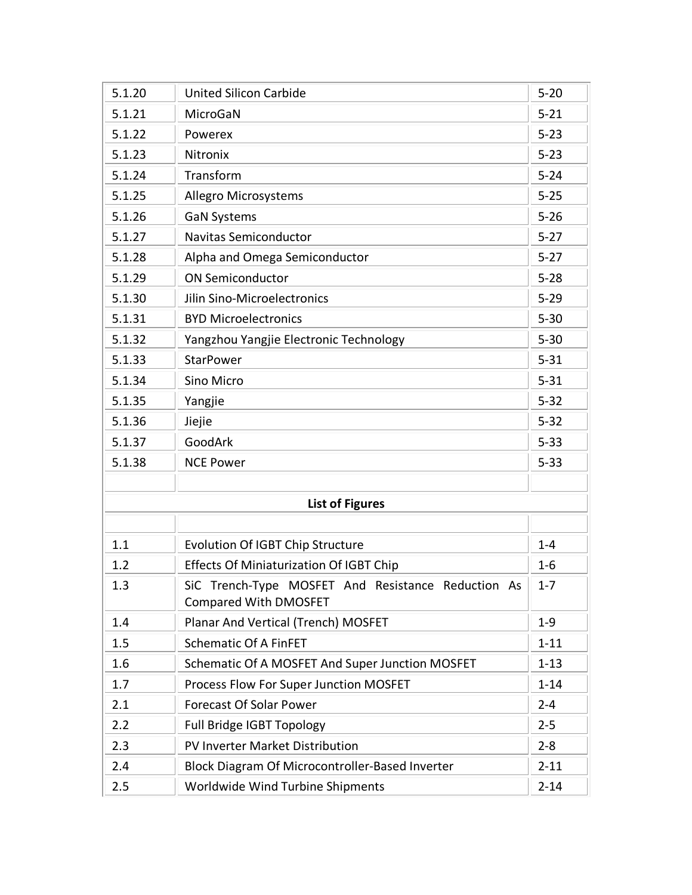| 5.1.20 | United Silicon Carbide | 5-20 |
|---|---|---|
| 5.1.21 | MicroGaN | 5-21 |
| 5.1.22 | Powerex | 5-23 |
| 5.1.23 | Nitronix | 5-23 |
| 5.1.24 | Transform | 5-24 |
| 5.1.25 | Allegro Microsystems | 5-25 |
| 5.1.26 | GaN Systems | 5-26 |
| 5.1.27 | Navitas Semiconductor | 5-27 |
| 5.1.28 | Alpha and Omega Semiconductor | 5-27 |
| 5.1.29 | ON Semiconductor | 5-28 |
| 5.1.30 | Jilin Sino-Microelectronics | 5-29 |
| 5.1.31 | BYD Microelectronics | 5-30 |
| 5.1.32 | Yangzhou Yangjie Electronic Technology | 5-30 |
| 5.1.33 | StarPower | 5-31 |
| 5.1.34 | Sino Micro | 5-31 |
| 5.1.35 | Yangjie | 5-32 |
| 5.1.36 | Jiejie | 5-32 |
| 5.1.37 | GoodArk | 5-33 |
| 5.1.38 | NCE Power | 5-33 |

**List of Figures**

| 1.1 | Evolution Of IGBT Chip Structure | 1-4 |
|---|---|---|
| 1.2 | Effects Of Miniaturization Of IGBT Chip | 1-6 |
| 1.3 | SiC Trench-Type MOSFET And Resistance Reduction As Compared With DMOSFET | 1-7 |
| 1.4 | Planar And Vertical (Trench) MOSFET | 1-9 |
| 1.5 | Schematic Of A FinFET | 1-11 |
| 1.6 | Schematic Of A MOSFET And Super Junction MOSFET | 1-13 |
| 1.7 | Process Flow For Super Junction MOSFET | 1-14 |
| 2.1 | Forecast Of Solar Power | 2-4 |
| 2.2 | Full Bridge IGBT Topology | 2-5 |
| 2.3 | PV Inverter Market Distribution | 2-8 |
| 2.4 | Block Diagram Of Microcontroller-Based Inverter | 2-11 |
| 2.5 | Worldwide Wind Turbine Shipments | 2-14 |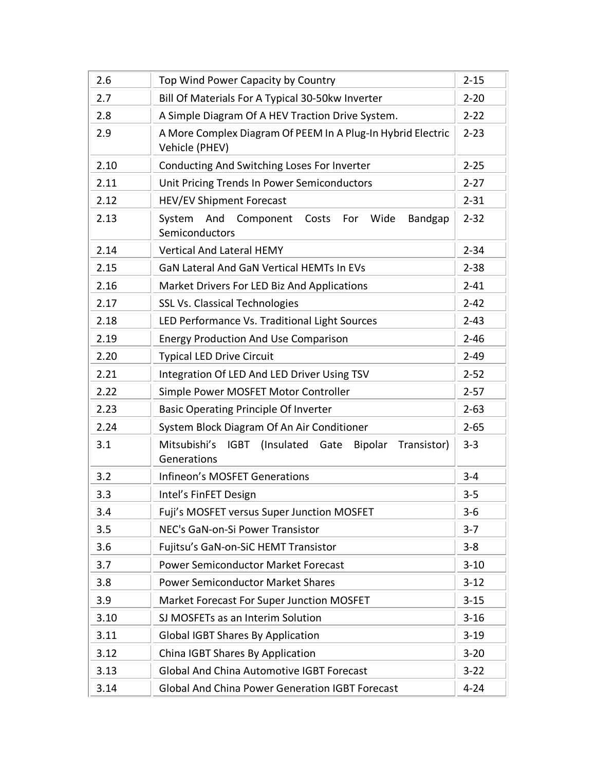| | | |
|---|---|---|
| 2.6 | Top Wind Power Capacity by Country | 2-15 |
| 2.7 | Bill Of Materials For A Typical 30-50kw Inverter | 2-20 |
| 2.8 | A Simple Diagram Of A HEV Traction Drive System. | 2-22 |
| 2.9 | A More Complex Diagram Of PEEM In A Plug-In Hybrid Electric Vehicle (PHEV) | 2-23 |
| 2.10 | Conducting And Switching Loses For Inverter | 2-25 |
| 2.11 | Unit Pricing Trends In Power Semiconductors | 2-27 |
| 2.12 | HEV/EV Shipment Forecast | 2-31 |
| 2.13 | System And Component Costs For Wide Bandgap Semiconductors | 2-32 |
| 2.14 | Vertical And Lateral HEMY | 2-34 |
| 2.15 | GaN Lateral And GaN Vertical HEMTs In EVs | 2-38 |
| 2.16 | Market Drivers For LED Biz And Applications | 2-41 |
| 2.17 | SSL Vs. Classical Technologies | 2-42 |
| 2.18 | LED Performance Vs. Traditional Light Sources | 2-43 |
| 2.19 | Energy Production And Use Comparison | 2-46 |
| 2.20 | Typical LED Drive Circuit | 2-49 |
| 2.21 | Integration Of LED And LED Driver Using TSV | 2-52 |
| 2.22 | Simple Power MOSFET Motor Controller | 2-57 |
| 2.23 | Basic Operating Principle Of Inverter | 2-63 |
| 2.24 | System Block Diagram Of An Air Conditioner | 2-65 |
| 3.1 | Mitsubishi's IGBT (Insulated Gate Bipolar Transistor) Generations | 3-3 |
| 3.2 | Infineon's MOSFET Generations | 3-4 |
| 3.3 | Intel's FinFET Design | 3-5 |
| 3.4 | Fuji's MOSFET versus Super Junction MOSFET | 3-6 |
| 3.5 | NEC's GaN-on-Si Power Transistor | 3-7 |
| 3.6 | Fujitsu's GaN-on-SiC HEMT Transistor | 3-8 |
| 3.7 | Power Semiconductor Market Forecast | 3-10 |
| 3.8 | Power Semiconductor Market Shares | 3-12 |
| 3.9 | Market Forecast For Super Junction MOSFET | 3-15 |
| 3.10 | SJ MOSFETs as an Interim Solution | 3-16 |
| 3.11 | Global IGBT Shares By Application | 3-19 |
| 3.12 | China IGBT Shares By Application | 3-20 |
| 3.13 | Global And China Automotive IGBT Forecast | 3-22 |
| 3.14 | Global And China Power Generation IGBT Forecast | 4-24 |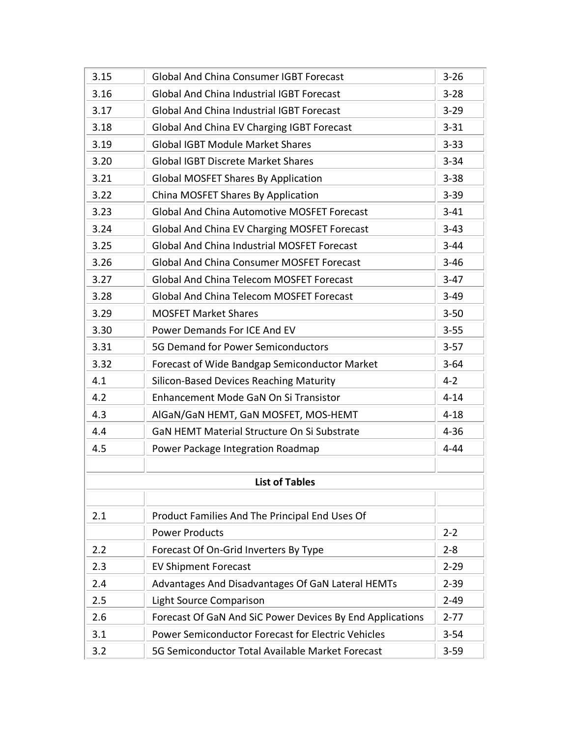| | | |
|---|---|---|
| 3.15 | Global And China Consumer IGBT Forecast | 3-26 |
| 3.16 | Global And China Industrial IGBT Forecast | 3-28 |
| 3.17 | Global And China Industrial IGBT Forecast | 3-29 |
| 3.18 | Global And China EV Charging IGBT Forecast | 3-31 |
| 3.19 | Global IGBT Module Market Shares | 3-33 |
| 3.20 | Global IGBT Discrete Market Shares | 3-34 |
| 3.21 | Global MOSFET Shares By Application | 3-38 |
| 3.22 | China MOSFET Shares By Application | 3-39 |
| 3.23 | Global And China Automotive MOSFET Forecast | 3-41 |
| 3.24 | Global And China EV Charging MOSFET Forecast | 3-43 |
| 3.25 | Global And China Industrial MOSFET Forecast | 3-44 |
| 3.26 | Global And China Consumer MOSFET Forecast | 3-46 |
| 3.27 | Global And China Telecom MOSFET Forecast | 3-47 |
| 3.28 | Global And China Telecom MOSFET Forecast | 3-49 |
| 3.29 | MOSFET Market Shares | 3-50 |
| 3.30 | Power Demands For ICE And EV | 3-55 |
| 3.31 | 5G Demand for Power Semiconductors | 3-57 |
| 3.32 | Forecast of Wide Bandgap Semiconductor Market | 3-64 |
| 4.1 | Silicon-Based Devices Reaching Maturity | 4-2 |
| 4.2 | Enhancement Mode GaN On Si Transistor | 4-14 |
| 4.3 | AlGaN/GaN HEMT, GaN MOSFET, MOS-HEMT | 4-18 |
| 4.4 | GaN HEMT Material Structure On Si Substrate | 4-36 |
| 4.5 | Power Package Integration Roadmap | 4-44 |
| | | |
| | **List of Tables** | |
| | | |
| 2.1 | Product Families And The Principal End Uses Of | |
| | Power Products | 2-2 |
| 2.2 | Forecast Of On-Grid Inverters By Type | 2-8 |
| 2.3 | EV Shipment Forecast | 2-29 |
| 2.4 | Advantages And Disadvantages Of GaN Lateral HEMTs | 2-39 |
| 2.5 | Light Source Comparison | 2-49 |
| 2.6 | Forecast Of GaN And SiC Power Devices By End Applications | 2-77 |
| 3.1 | Power Semiconductor Forecast for Electric Vehicles | 3-54 |
| 3.2 | 5G Semiconductor Total Available Market Forecast | 3-59 |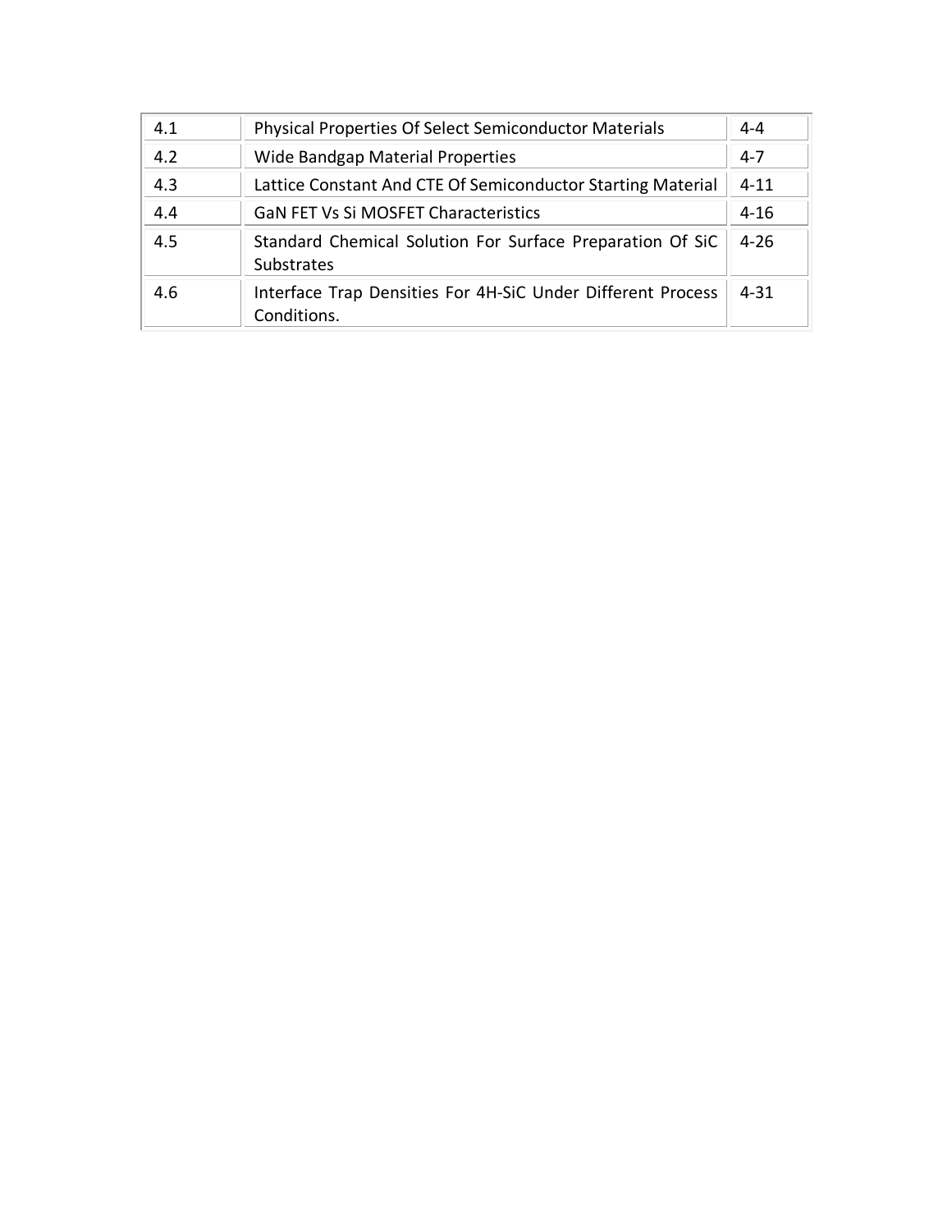| | | |
|---|---|---|
| 4.1 | Physical Properties Of Select Semiconductor Materials | 4-4 |
| 4.2 | Wide Bandgap Material Properties | 4-7 |
| 4.3 | Lattice Constant And CTE Of Semiconductor Starting Material | 4-11 |
| 4.4 | GaN FET Vs Si MOSFET Characteristics | 4-16 |
| 4.5 | Standard Chemical Solution For Surface Preparation Of SiC Substrates | 4-26 |
| 4.6 | Interface Trap Densities For 4H-SiC Under Different Process Conditions. | 4-31 |